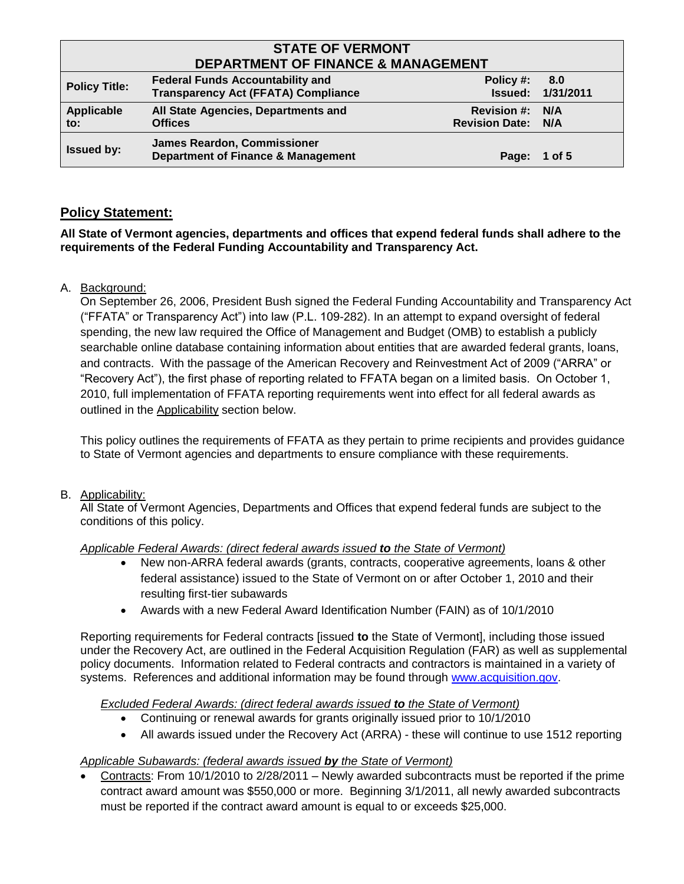| STATE OF VERMONT DEPARTMENT OF FINANCE & MANAGEMENT | | | |
|---|---|---|---|
| **Policy Title:** | **Federal Funds Accountability and Transparency Act (FFATA) Compliance** | **Policy #: Issued:** | **8.0 1/31/2011** |
| **Applicable to:** | **All State Agencies, Departments and Offices** | **Revision #: Revision Date:** | **N/A N/A** |
| **Issued by:** | **James Reardon, Commissioner Department of Finance & Management** | **Page:** | **1 of 5** |

## Policy Statement:

**All State of Vermont agencies, departments and offices that expend federal funds shall adhere to the requirements of the Federal Funding Accountability and Transparency Act.**

A. Background:

On September 26, 2006, President Bush signed the Federal Funding Accountability and Transparency Act ("FFATA" or Transparency Act") into law (P.L. 109-282). In an attempt to expand oversight of federal spending, the new law required the Office of Management and Budget (OMB) to establish a publicly searchable online database containing information about entities that are awarded federal grants, loans, and contracts. With the passage of the American Recovery and Reinvestment Act of 2009 ("ARRA" or "Recovery Act"), the first phase of reporting related to FFATA began on a limited basis. On October 1, 2010, full implementation of FFATA reporting requirements went into effect for all federal awards as outlined in the Applicability section below.

This policy outlines the requirements of FFATA as they pertain to prime recipients and provides guidance to State of Vermont agencies and departments to ensure compliance with these requirements.

B. Applicability:

All State of Vermont Agencies, Departments and Offices that expend federal funds are subject to the conditions of this policy.

*Applicable Federal Awards: (direct federal awards issued **to** the State of Vermont)*

- New non-ARRA federal awards (grants, contracts, cooperative agreements, loans & other federal assistance) issued to the State of Vermont on or after October 1, 2010 and their resulting first-tier subawards
- Awards with a new Federal Award Identification Number (FAIN) as of 10/1/2010

Reporting requirements for Federal contracts [issued **to** the State of Vermont], including those issued under the Recovery Act, are outlined in the Federal Acquisition Regulation (FAR) as well as supplemental policy documents. Information related to Federal contracts and contractors is maintained in a variety of systems. References and additional information may be found through www.acquisition.gov.

*Excluded Federal Awards: (direct federal awards issued **to** the State of Vermont)*

- Continuing or renewal awards for grants originally issued prior to 10/1/2010
- All awards issued under the Recovery Act (ARRA) - these will continue to use 1512 reporting

*Applicable Subawards: (federal awards issued **by** the State of Vermont)*

- Contracts: From 10/1/2010 to 2/28/2011 – Newly awarded subcontracts must be reported if the prime contract award amount was $550,000 or more. Beginning 3/1/2011, all newly awarded subcontracts must be reported if the contract award amount is equal to or exceeds $25,000.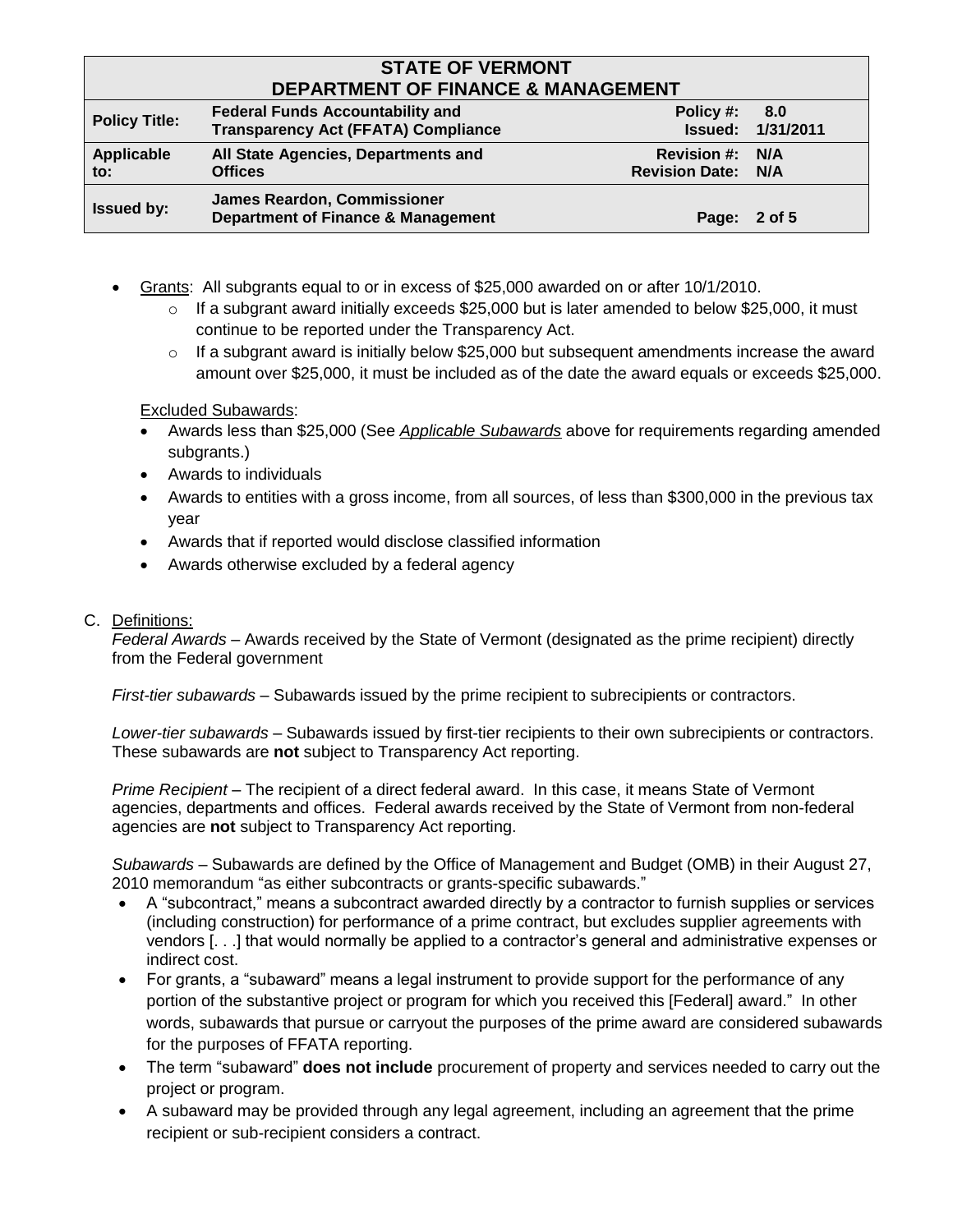- Grants: All subgrants equal to or in excess of $25,000 awarded on or after 10/1/2010.
  - If a subgrant award initially exceeds $25,000 but is later amended to below $25,000, it must continue to be reported under the Transparency Act.
  - If a subgrant award is initially below $25,000 but subsequent amendments increase the award amount over $25,000, it must be included as of the date the award equals or exceeds $25,000.

Excluded Subawards:

- Awards less than $25,000 (See ***Applicable Subawards*** above for requirements regarding amended subgrants.)
- Awards to individuals
- Awards to entities with a gross income, from all sources, of less than $300,000 in the previous tax year
- Awards that if reported would disclose classified information
- Awards otherwise excluded by a federal agency

C. Definitions:

*Federal Awards* – Awards received by the State of Vermont (designated as the prime recipient) directly from the Federal government

*First-tier subawards* – Subawards issued by the prime recipient to subrecipients or contractors.

*Lower-tier subawards* – Subawards issued by first-tier recipients to their own subrecipients or contractors. These subawards are **not** subject to Transparency Act reporting.

*Prime Recipient* – The recipient of a direct federal award. In this case, it means State of Vermont agencies, departments and offices. Federal awards received by the State of Vermont from non-federal agencies are **not** subject to Transparency Act reporting.

*Subawards* – Subawards are defined by the Office of Management and Budget (OMB) in their August 27, 2010 memorandum "as either subcontracts or grants-specific subawards."

- A "subcontract," means a subcontract awarded directly by a contractor to furnish supplies or services (including construction) for performance of a prime contract, but excludes supplier agreements with vendors [. . .] that would normally be applied to a contractor's general and administrative expenses or indirect cost.
- For grants, a "subaward" means a legal instrument to provide support for the performance of any portion of the substantive project or program for which you received this [Federal] award." In other words, subawards that pursue or carryout the purposes of the prime award are considered subawards for the purposes of FFATA reporting.
- The term "subaward" **does not include** procurement of property and services needed to carry out the project or program.
- A subaward may be provided through any legal agreement, including an agreement that the prime recipient or sub-recipient considers a contract.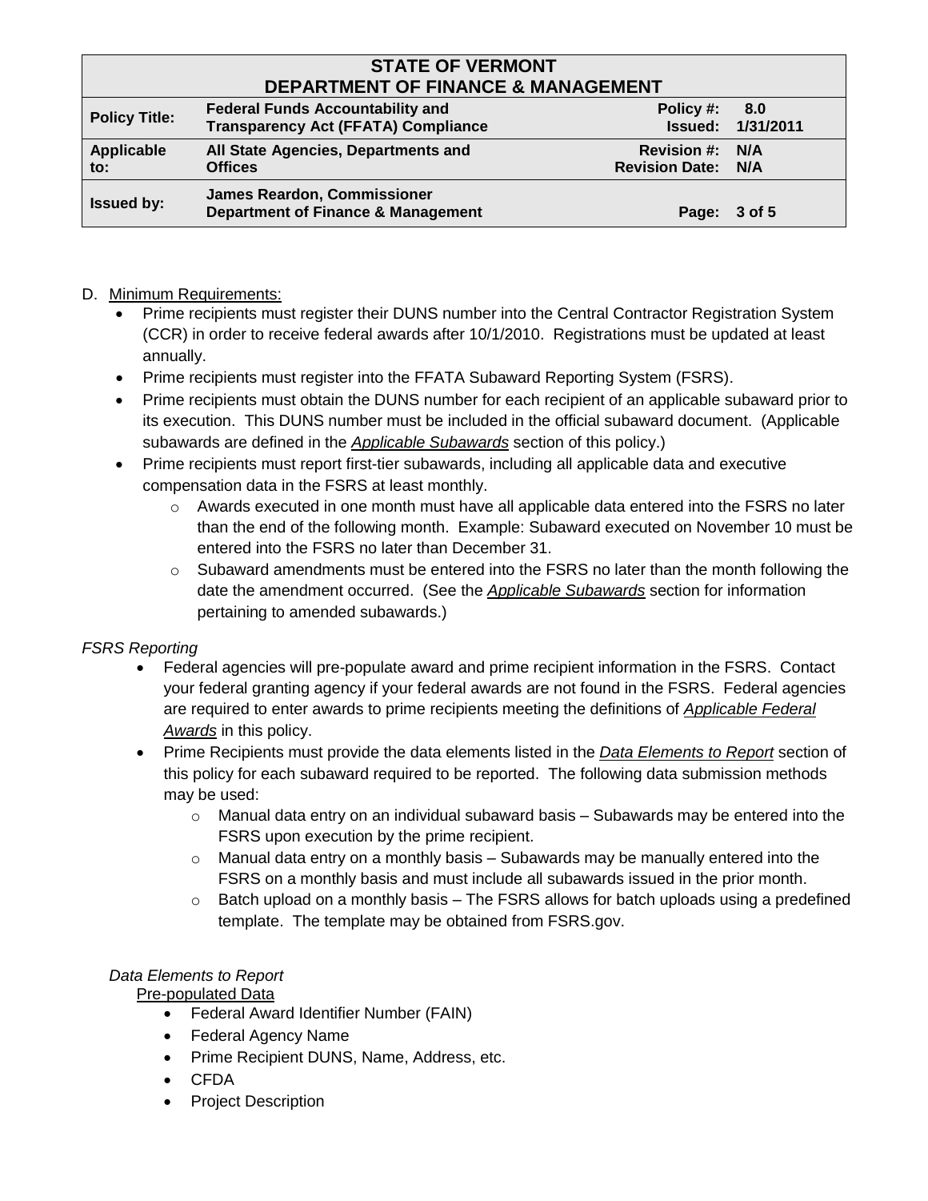D. <u>Minimum Requirements:</u>

- Prime recipients must register their DUNS number into the Central Contractor Registration System (CCR) in order to receive federal awards after 10/1/2010. Registrations must be updated at least annually.
- Prime recipients must register into the FFATA Subaward Reporting System (FSRS).
- Prime recipients must obtain the DUNS number for each recipient of an applicable subaward prior to its execution. This DUNS number must be included in the official subaward document. (Applicable subawards are defined in the ***Applicable Subawards*** section of this policy.)
- Prime recipients must report first-tier subawards, including all applicable data and executive compensation data in the FSRS at least monthly.
  - Awards executed in one month must have all applicable data entered into the FSRS no later than the end of the following month. Example: Subaward executed on November 10 must be entered into the FSRS no later than December 31.
  - Subaward amendments must be entered into the FSRS no later than the month following the date the amendment occurred. (See the ***Applicable Subawards*** section for information pertaining to amended subawards.)

*FSRS Reporting*

- Federal agencies will pre-populate award and prime recipient information in the FSRS. Contact your federal granting agency if your federal awards are not found in the FSRS. Federal agencies are required to enter awards to prime recipients meeting the definitions of ***Applicable Federal Awards*** in this policy.
- Prime Recipients must provide the data elements listed in the ***Data Elements to Report*** section of this policy for each subaward required to be reported. The following data submission methods may be used:
  - Manual data entry on an individual subaward basis – Subawards may be entered into the FSRS upon execution by the prime recipient.
  - Manual data entry on a monthly basis – Subawards may be manually entered into the FSRS on a monthly basis and must include all subawards issued in the prior month.
  - Batch upload on a monthly basis – The FSRS allows for batch uploads using a predefined template. The template may be obtained from FSRS.gov.

*Data Elements to Report*

<u>Pre-populated Data</u>

- Federal Award Identifier Number (FAIN)
- Federal Agency Name
- Prime Recipient DUNS, Name, Address, etc.
- CFDA
- Project Description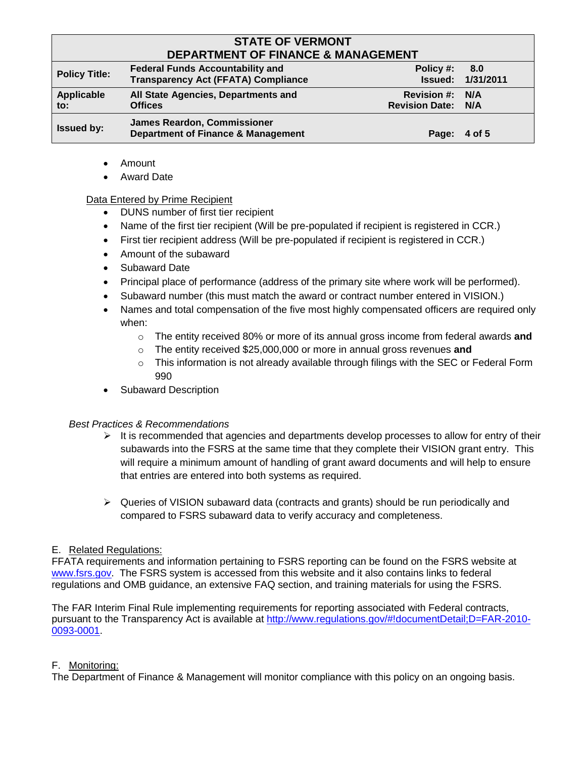- Amount
- Award Date

Data Entered by Prime Recipient

- DUNS number of first tier recipient
- Name of the first tier recipient (Will be pre-populated if recipient is registered in CCR.)
- First tier recipient address (Will be pre-populated if recipient is registered in CCR.)
- Amount of the subaward
- Subaward Date
- Principal place of performance (address of the primary site where work will be performed).
- Subaward number (this must match the award or contract number entered in VISION.)
- Names and total compensation of the five most highly compensated officers are required only when:
  - The entity received 80% or more of its annual gross income from federal awards **and**
  - The entity received $25,000,000 or more in annual gross revenues **and**
  - This information is not already available through filings with the SEC or Federal Form 990
- Subaward Description

*Best Practices & Recommendations*

- It is recommended that agencies and departments develop processes to allow for entry of their subawards into the FSRS at the same time that they complete their VISION grant entry. This will require a minimum amount of handling of grant award documents and will help to ensure that entries are entered into both systems as required.

- Queries of VISION subaward data (contracts and grants) should be run periodically and compared to FSRS subaward data to verify accuracy and completeness.

E. Related Regulations:

FFATA requirements and information pertaining to FSRS reporting can be found on the FSRS website at www.fsrs.gov. The FSRS system is accessed from this website and it also contains links to federal regulations and OMB guidance, an extensive FAQ section, and training materials for using the FSRS.

The FAR Interim Final Rule implementing requirements for reporting associated with Federal contracts, pursuant to the Transparency Act is available at http://www.regulations.gov/#!documentDetail;D=FAR-2010-0093-0001.

F. Monitoring:

The Department of Finance & Management will monitor compliance with this policy on an ongoing basis.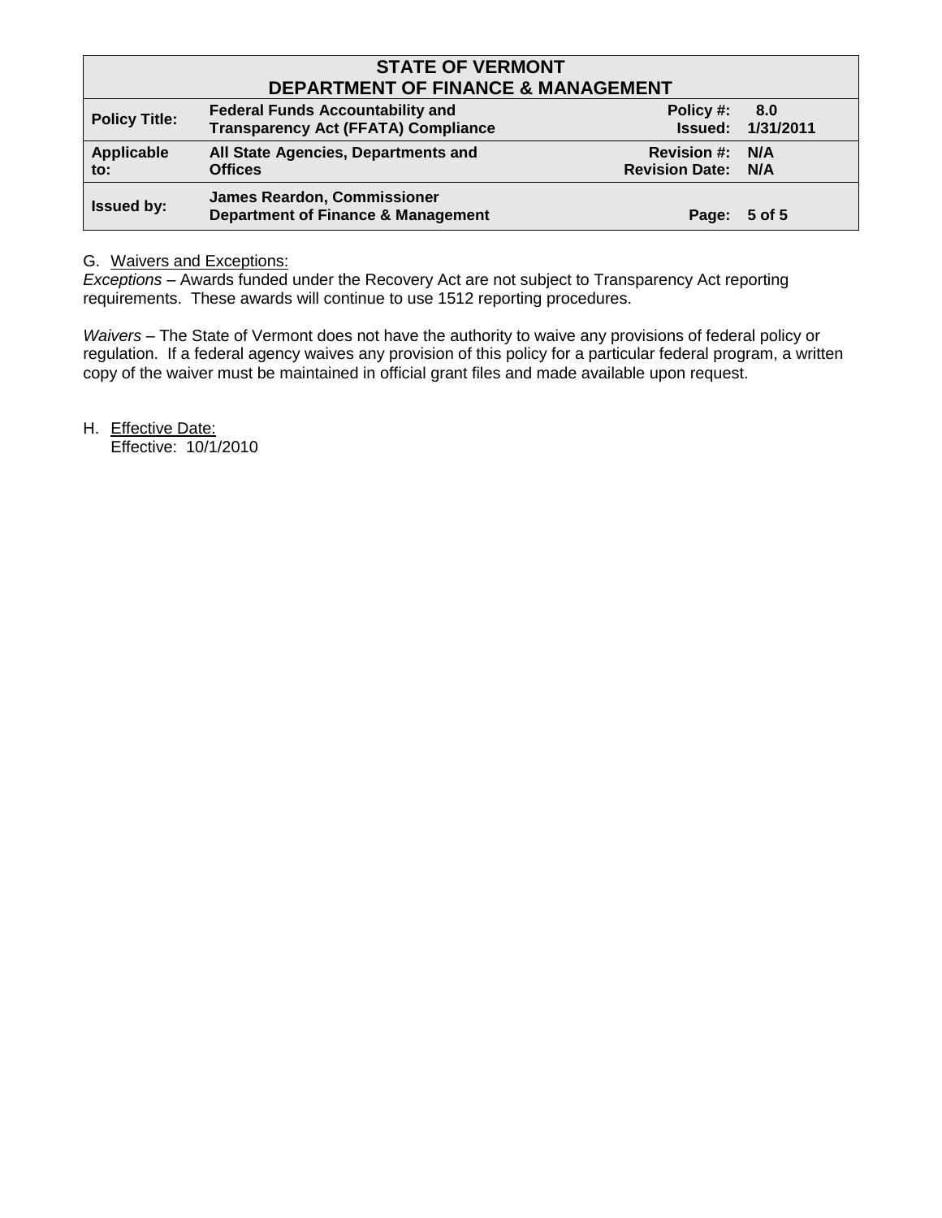G. Waivers and Exceptions:

*Exceptions* – Awards funded under the Recovery Act are not subject to Transparency Act reporting requirements. These awards will continue to use 1512 reporting procedures.

*Waivers* – The State of Vermont does not have the authority to waive any provisions of federal policy or regulation. If a federal agency waives any provision of this policy for a particular federal program, a written copy of the waiver must be maintained in official grant files and made available upon request.

H. Effective Date:

Effective: 10/1/2010